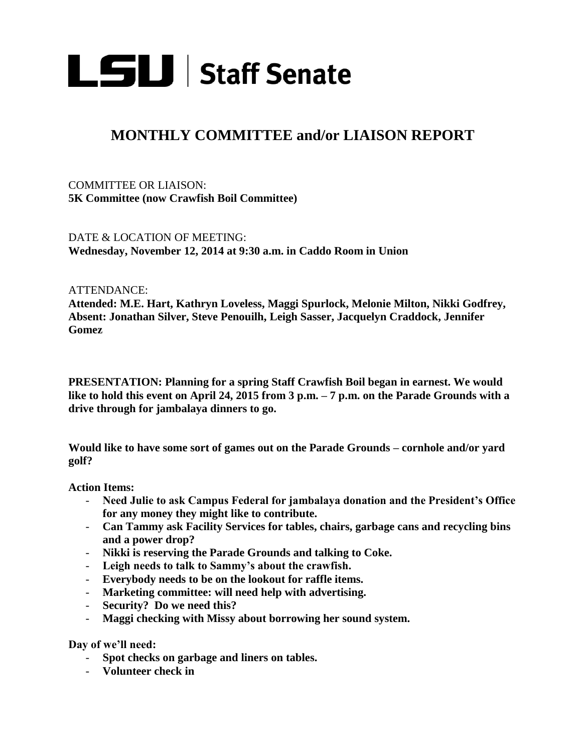# LSU | Staff Senate

## MONTHLY COMMITTEE and/or LIAISON REPORT

COMMITTEE OR LIAISON:
**5K Committee (now Crawfish Boil Committee)**

DATE & LOCATION OF MEETING:
**Wednesday, November 12, 2014 at 9:30 a.m. in Caddo Room in Union**

ATTENDANCE:
**Attended: M.E. Hart, Kathryn Loveless, Maggi Spurlock, Melonie Milton, Nikki Godfrey, Absent: Jonathan Silver, Steve Penouilh, Leigh Sasser, Jacquelyn Craddock, Jennifer Gomez**

**PRESENTATION: Planning for a spring Staff Crawfish Boil began in earnest. We would like to hold this event on April 24, 2015 from 3 p.m. – 7 p.m. on the Parade Grounds with a drive through for jambalaya dinners to go.**

**Would like to have some sort of games out on the Parade Grounds – cornhole and/or yard golf?**

**Action Items:**

- **Need Julie to ask Campus Federal for jambalaya donation and the President's Office for any money they might like to contribute.**
- **Can Tammy ask Facility Services for tables, chairs, garbage cans and recycling bins and a power drop?**
- **Nikki is reserving the Parade Grounds and talking to Coke.**
- **Leigh needs to talk to Sammy's about the crawfish.**
- **Everybody needs to be on the lookout for raffle items.**
- **Marketing committee: will need help with advertising.**
- **Security? Do we need this?**
- **Maggi checking with Missy about borrowing her sound system.**

**Day of we'll need:**

- **Spot checks on garbage and liners on tables.**
- **Volunteer check in**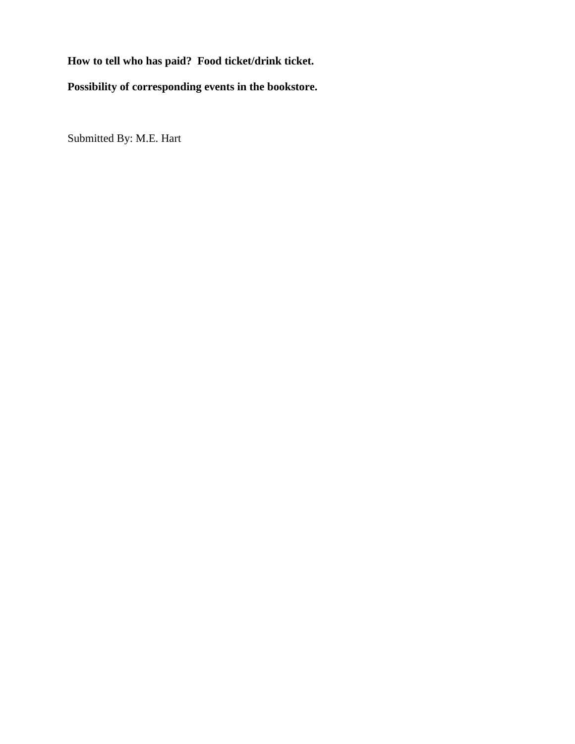**How to tell who has paid? Food ticket/drink ticket.**

**Possibility of corresponding events in the bookstore.**

Submitted By: M.E. Hart